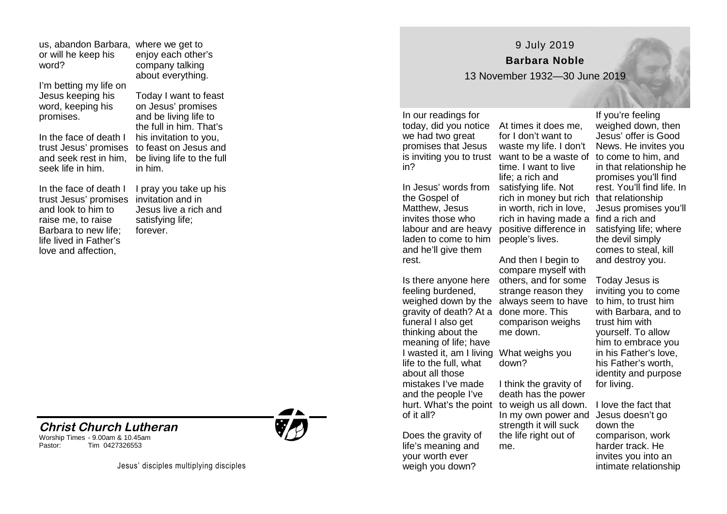us, abandon Barbara, or will he keep his word?

I'm betting my life on Jesus keeping his word, keeping his promises.

In the face of death I trust Jesus' promises and seek rest in him, seek life in him.

In the face of death I trust Jesus' promises and look to him to raise me, to raise Barbara to new life; life lived in Father's love and affection, where we get to enjoy each other's company talking about everything.

Today I want to feast on Jesus' promises and be living life to the full in him. That's his invitation to you, to feast on Jesus and be living life to the full in him.

I pray you take up his invitation and in Jesus live a rich and satisfying life; forever.

**Christ Church Lutheran**

Worship Times - 9.00am & 10.45am
Pastor: Tim 0427326553

Jesus' disciples multiplying disciples

9 July 2019

**Barbara Noble**

13 November 1932—30 June 2019

In our readings for today, did you notice we had two great promises that Jesus is inviting you to trust in?

In Jesus' words from the Gospel of Matthew, Jesus invites those who labour and are heavy laden to come to him and he'll give them rest.

Is there anyone here feeling burdened, weighed down by the gravity of death? At a funeral I also get thinking about the meaning of life; have I wasted it, am I living life to the full, what about all those mistakes I've made and the people I've hurt. What's the point of it all?

Does the gravity of life's meaning and your worth ever weigh you down?

At times it does me, for I don't want to waste my life. I don't want to be a waste of time. I want to live life; a rich and satisfying life. Not rich in money but rich in worth, rich in love, rich in having made a positive difference in people's lives.

And then I begin to compare myself with others, and for some strange reason they always seem to have done more. This comparison weighs me down.

What weighs you down?

I think the gravity of death has the power to weigh us all down. In my own power and strength it will suck the life right out of me.

If you're feeling weighed down, then Jesus' offer is Good News. He invites you to come to him, and in that relationship he promises you'll find rest. You'll find life. In that relationship Jesus promises you'll find a rich and satisfying life; where the devil simply comes to steal, kill and destroy you.

Today Jesus is inviting you to come to him, to trust him with Barbara, and to trust him with yourself. To allow him to embrace you in his Father's love, his Father's worth, identity and purpose for living.

I love the fact that Jesus doesn't go down the comparison, work harder track. He invites you into an intimate relationship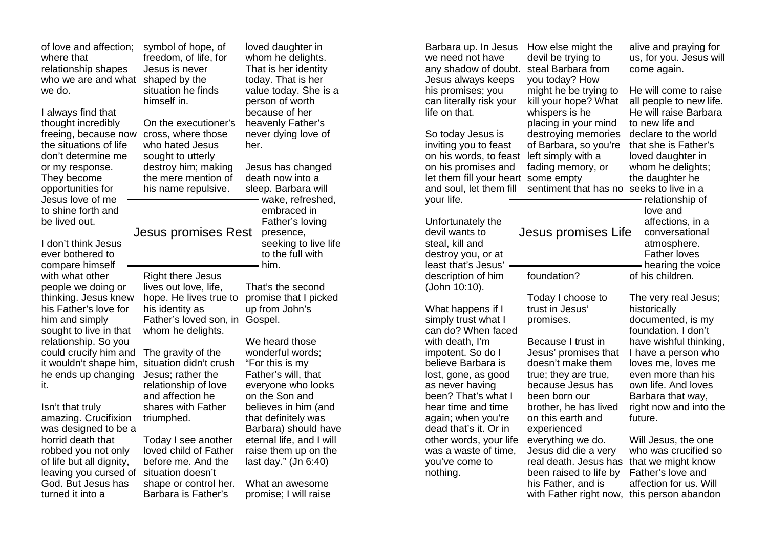of love and affection; where that relationship shapes who we are and what we do.

I always find that thought incredibly freeing, because now the situations of life don't determine me or my response. They become opportunities for Jesus love of me to shine forth and be lived out.

I don't think Jesus ever bothered to compare himself with what other people we doing or thinking. Jesus knew his Father's love for him and simply sought to live in that relationship. So you could crucify him and it wouldn't shape him, he ends up changing it.

Isn't that truly amazing. Crucifixion was designed to be a horrid death that robbed you not only of life but all dignity, leaving you cursed of God. But Jesus has turned it into a symbol of hope, of freedom, of life, for Jesus is never shaped by the situation he finds himself in.

On the executioner's cross, where those who hated Jesus sought to utterly destroy him; making the mere mention of his name repulsive.

Right there Jesus lives out love, life, hope. He lives true to his identity as Father's loved son, in whom he delights.

The gravity of the situation didn't crush Jesus; rather the relationship of love and affection he shares with Father triumphed.

Today I see another loved child of Father before me. And the situation doesn't shape or control her. Barbara is Father's loved daughter in whom he delights. That is her identity today. That is her value today. She is a person of worth because of her heavenly Father's never dying love of her.

## Jesus promises Rest

Jesus has changed death now into a sleep. Barbara will wake, refreshed, embraced in Father's loving presence, seeking to live life to the full with him.

That's the second promise that I picked up from John's Gospel.

We heard those wonderful words; "For this is my Father's will, that everyone who looks on the Son and believes in him (and that definitely was Barbara) should have eternal life, and I will raise them up on the last day." (Jn 6:40)

What an awesome promise; I will raise Barbara up. In Jesus we need not have any shadow of doubt. Jesus always keeps his promises; you can literally risk your life on that.

So today Jesus is inviting you to feast on his words, to feast on his promises and let them fill your heart and soul, let them fill your life.

Unfortunately the devil wants to steal, kill and destroy you, or at least that's Jesus' description of him (John 10:10).

What happens if I simply trust what I can do? When faced with death, I'm impotent. So do I believe Barbara is lost, gone, as good as never having been? That's what I hear time and time again; when you're dead that's it. Or in other words, your life was a waste of time, you've come to nothing.

How else might the devil be trying to steal Barbara from you today? How might he be trying to kill your hope? What whispers is he placing in your mind destroying memories of Barbara, so you're left simply with a fading memory, or some empty sentiment that has no foundation?

## Jesus promises Life

Today I choose to trust in Jesus' promises.

Because I trust in Jesus' promises that doesn't make them true; they are true, because Jesus has been born our brother, he has lived on this earth and experienced everything we do. Jesus did die a very real death. Jesus has been raised to life by his Father, and is with Father right now, alive and praying for us, for you. Jesus will come again.

He will come to raise all people to new life. He will raise Barbara to new life and declare to the world that she is Father's loved daughter in whom he delights; the daughter he seeks to live in a relationship of love and affections, in a conversational atmosphere. Father loves hearing the voice of his children.

The very real Jesus; historically documented, is my foundation. I don't have wishful thinking, I have a person who loves me, loves me even more than his own life. And loves Barbara that way, right now and into the future.

Will Jesus, the one who was crucified so that we might know Father's love and affection for us. Will this person abandon